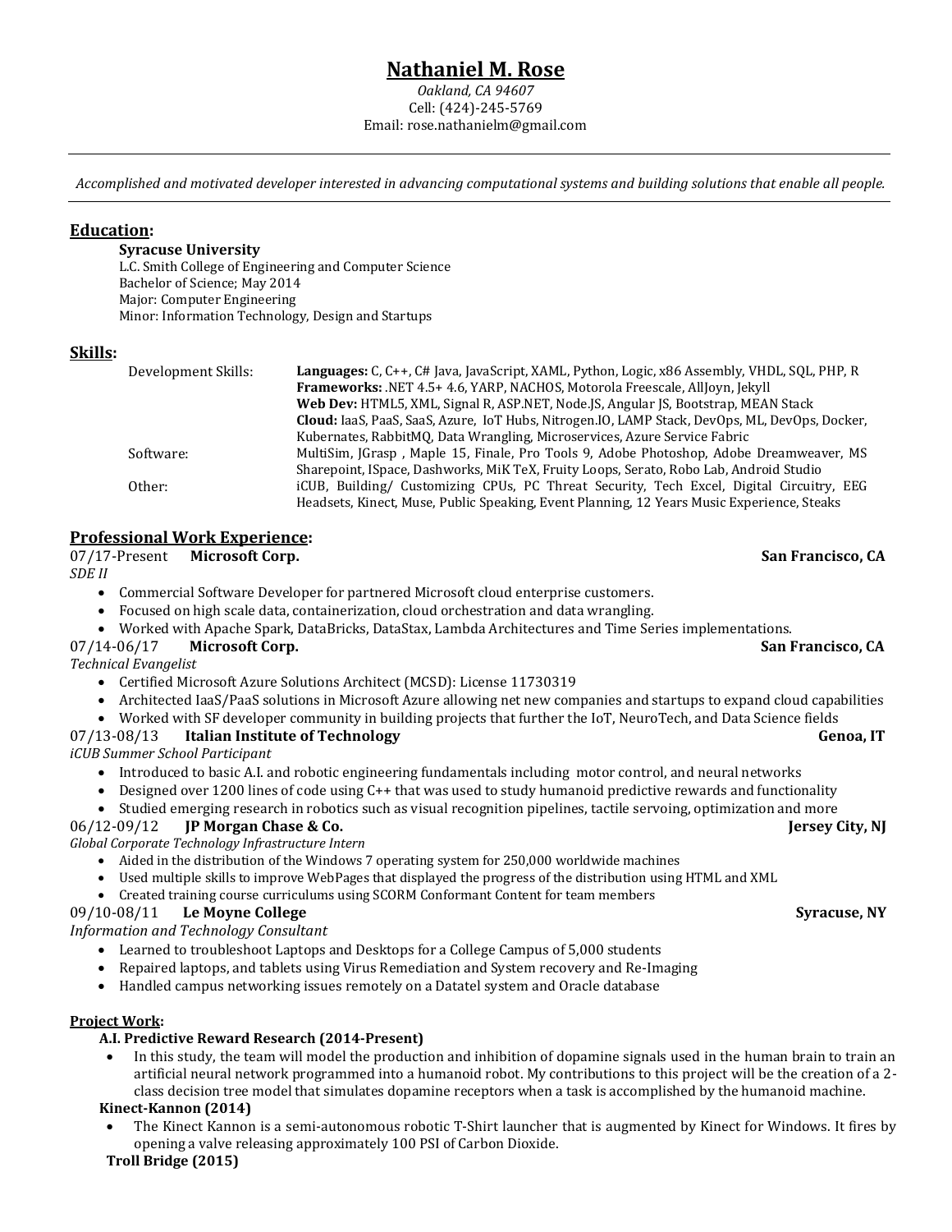# Nathaniel M. Rose

*Oakland, CA 94607*
Cell: (424)-245-5769
Email: rose.nathanielm@gmail.com

---

*Accomplished and motivated developer interested in advancing computational systems and building solutions that enable all people.*

---

## Education:

**Syracuse University**
L.C. Smith College of Engineering and Computer Science
Bachelor of Science; May 2014
Major: Computer Engineering
Minor: Information Technology, Design and Startups

## Skills:

| | |
|---|---|
| Development Skills: | **Languages:** C, C++, C# Java, JavaScript, XAML, Python, Logic, x86 Assembly, VHDL, SQL, PHP, R<br>**Frameworks:** .NET 4.5+ 4.6, YARP, NACHOS, Motorola Freescale, AllJoyn, Jekyll<br>**Web Dev:** HTML5, XML, Signal R, ASP.NET, Node.JS, Angular JS, Bootstrap, MEAN Stack<br>**Cloud:** IaaS, PaaS, SaaS, Azure, IoT Hubs, Nitrogen.IO, LAMP Stack, DevOps, ML, DevOps, Docker, Kubernates, RabbitMQ, Data Wrangling, Microservices, Azure Service Fabric |
| Software: | MultiSim, JGrasp , Maple 15, Finale, Pro Tools 9, Adobe Photoshop, Adobe Dreamweaver, MS Sharepoint, ISpace, Dashworks, MiK TeX, Fruity Loops, Serato, Robo Lab, Android Studio |
| Other: | iCUB, Building/ Customizing CPUs, PC Threat Security, Tech Excel, Digital Circuitry, EEG Headsets, Kinect, Muse, Public Speaking, Event Planning, 12 Years Music Experience, Steaks |

## Professional Work Experience:

07/17-Present **Microsoft Corp.** **San Francisco, CA**
*SDE II*
- Commercial Software Developer for partnered Microsoft cloud enterprise customers.
- Focused on high scale data, containerization, cloud orchestration and data wrangling.
- Worked with Apache Spark, DataBricks, DataStax, Lambda Architectures and Time Series implementations.

07/14-06/17 **Microsoft Corp.** **San Francisco, CA**
*Technical Evangelist*
- Certified Microsoft Azure Solutions Architect (MCSD): License 11730319
- Architected IaaS/PaaS solutions in Microsoft Azure allowing net new companies and startups to expand cloud capabilities
- Worked with SF developer community in building projects that further the IoT, NeuroTech, and Data Science fields

07/13-08/13 **Italian Institute of Technology** **Genoa, IT**
*iCUB Summer School Participant*
- Introduced to basic A.I. and robotic engineering fundamentals including motor control, and neural networks
- Designed over 1200 lines of code using C++ that was used to study humanoid predictive rewards and functionality
- Studied emerging research in robotics such as visual recognition pipelines, tactile servoing, optimization and more

06/12-09/12 **JP Morgan Chase & Co.** **Jersey City, NJ**
*Global Corporate Technology Infrastructure Intern*
- Aided in the distribution of the Windows 7 operating system for 250,000 worldwide machines
- Used multiple skills to improve WebPages that displayed the progress of the distribution using HTML and XML
- Created training course curriculums using SCORM Conformant Content for team members

09/10-08/11 **Le Moyne College** **Syracuse, NY**
*Information and Technology Consultant*
- Learned to troubleshoot Laptops and Desktops for a College Campus of 5,000 students
- Repaired laptops, and tablets using Virus Remediation and System recovery and Re-Imaging
- Handled campus networking issues remotely on a Datatel system and Oracle database

## Project Work:

**A.I. Predictive Reward Research (2014-Present)**
- In this study, the team will model the production and inhibition of dopamine signals used in the human brain to train an artificial neural network programmed into a humanoid robot. My contributions to this project will be the creation of a 2-class decision tree model that simulates dopamine receptors when a task is accomplished by the humanoid machine.

**Kinect-Kannon (2014)**
- The Kinect Kannon is a semi-autonomous robotic T-Shirt launcher that is augmented by Kinect for Windows. It fires by opening a valve releasing approximately 100 PSI of Carbon Dioxide.

**Troll Bridge (2015)**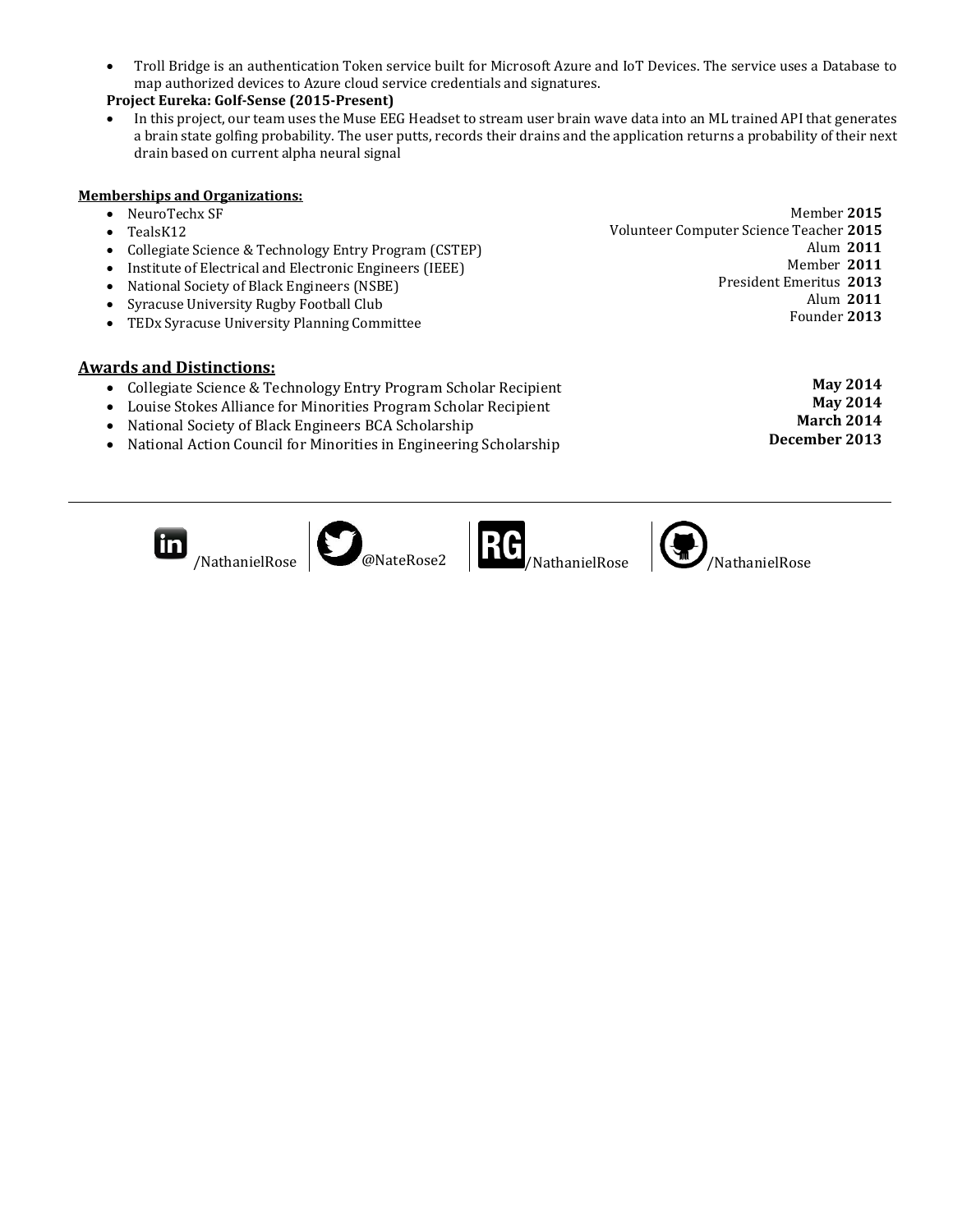- Troll Bridge is an authentication Token service built for Microsoft Azure and IoT Devices. The service uses a Database to map authorized devices to Azure cloud service credentials and signatures.

**Project Eureka: Golf-Sense (2015-Present)**

- In this project, our team uses the Muse EEG Headset to stream user brain wave data into an ML trained API that generates a brain state golfing probability. The user putts, records their drains and the application returns a probability of their next drain based on current alpha neural signal

**Memberships and Organizations:**

- NeuroTechx SF — Member **2015**
- TealsK12 — Volunteer Computer Science Teacher **2015**
- Collegiate Science & Technology Entry Program (CSTEP) — Alum **2011**
- Institute of Electrical and Electronic Engineers (IEEE) — Member **2011**
- National Society of Black Engineers (NSBE) — President Emeritus **2013**
- Syracuse University Rugby Football Club — Alum **2011**
- TEDx Syracuse University Planning Committee — Founder **2013**

## Awards and Distinctions:

- Collegiate Science & Technology Entry Program Scholar Recipient — **May 2014**
- Louise Stokes Alliance for Minorities Program Scholar Recipient — **May 2014**
- National Society of Black Engineers BCA Scholarship — **March 2014**
- National Action Council for Minorities in Engineering Scholarship — **December 2013**

---

/NathanielRose | @NateRose2 | /NathanielRose | /NathanielRose